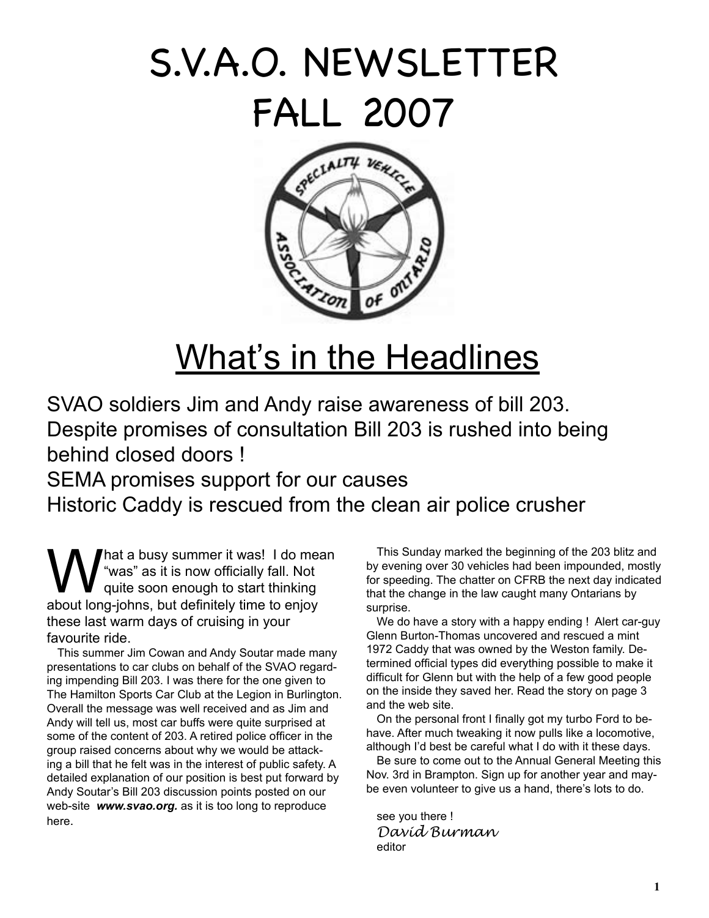# S.V.A.O. NEWSLETTER FALL 2007

## What's in the Headlines

SVAO soldiers Jim and Andy raise awareness of bill 203.
Despite promises of consultation Bill 203 is rushed into being behind closed doors !
SEMA promises support for our causes
Historic Caddy is rescued from the clean air police crusher

What a busy summer it was! I do mean "was" as it is now officially fall. Not quite soon enough to start thinking about long-johns, but definitely time to enjoy these last warm days of cruising in your favourite ride.

This summer Jim Cowan and Andy Soutar made many presentations to car clubs on behalf of the SVAO regarding impending Bill 203. I was there for the one given to The Hamilton Sports Car Club at the Legion in Burlington. Overall the message was well received and as Jim and Andy will tell us, most car buffs were quite surprised at some of the content of 203. A retired police officer in the group raised concerns about why we would be attacking a bill that he felt was in the interest of public safety. A detailed explanation of our position is best put forward by Andy Soutar's Bill 203 discussion points posted on our web-site ***www.svao.org.*** as it is too long to reproduce here.

This Sunday marked the beginning of the 203 blitz and by evening over 30 vehicles had been impounded, mostly for speeding. The chatter on CFRB the next day indicated that the change in the law caught many Ontarians by surprise.

We do have a story with a happy ending ! Alert car-guy Glenn Burton-Thomas uncovered and rescued a mint 1972 Caddy that was owned by the Weston family. Determined official types did everything possible to make it difficult for Glenn but with the help of a few good people on the inside they saved her. Read the story on page 3 and the web site.

On the personal front I finally got my turbo Ford to behave. After much tweaking it now pulls like a locomotive, although I'd best be careful what I do with it these days.

Be sure to come out to the Annual General Meeting this Nov. 3rd in Brampton. Sign up for another year and maybe even volunteer to give us a hand, there's lots to do.

see you there !
*David Burman*
editor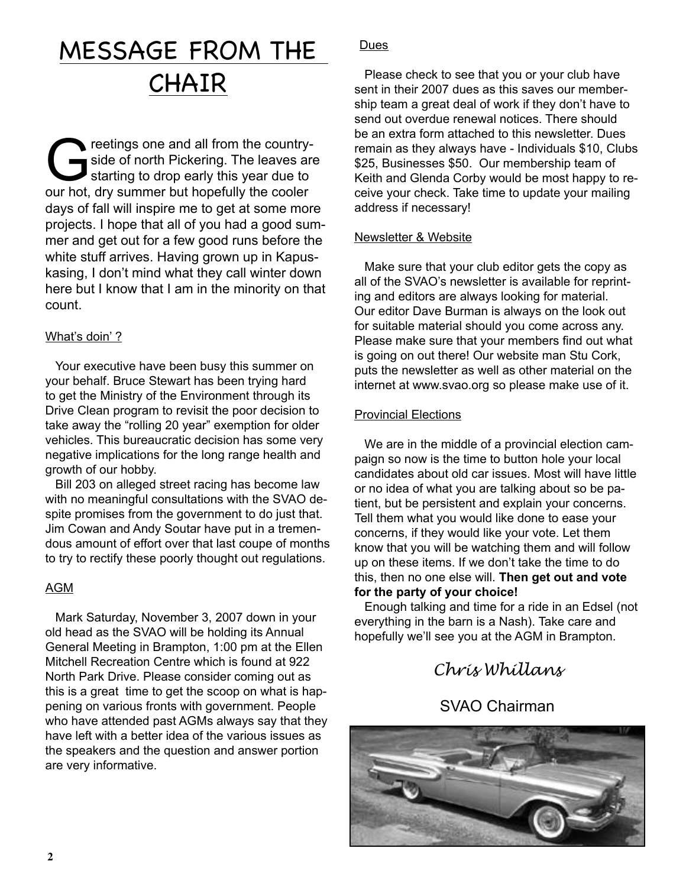# MESSAGE FROM THE CHAIR

Greetings one and all from the countryside of north Pickering. The leaves are starting to drop early this year due to our hot, dry summer but hopefully the cooler days of fall will inspire me to get at some more projects. I hope that all of you had a good summer and get out for a few good runs before the white stuff arrives. Having grown up in Kapuskasing, I don't mind what they call winter down here but I know that I am in the minority on that count.

## What's doin' ?

Your executive have been busy this summer on your behalf. Bruce Stewart has been trying hard to get the Ministry of the Environment through its Drive Clean program to revisit the poor decision to take away the "rolling 20 year" exemption for older vehicles. This bureaucratic decision has some very negative implications for the long range health and growth of our hobby.

Bill 203 on alleged street racing has become law with no meaningful consultations with the SVAO despite promises from the government to do just that. Jim Cowan and Andy Soutar have put in a tremendous amount of effort over that last coupe of months to try to rectify these poorly thought out regulations.

## AGM

Mark Saturday, November 3, 2007 down in your old head as the SVAO will be holding its Annual General Meeting in Brampton, 1:00 pm at the Ellen Mitchell Recreation Centre which is found at 922 North Park Drive. Please consider coming out as this is a great time to get the scoop on what is happening on various fronts with government. People who have attended past AGMs always say that they have left with a better idea of the various issues as the speakers and the question and answer portion are very informative.

## Dues

Please check to see that you or your club have sent in their 2007 dues as this saves our membership team a great deal of work if they don't have to send out overdue renewal notices. There should be an extra form attached to this newsletter. Dues remain as they always have - Individuals $10, Clubs $25, Businesses $50. Our membership team of Keith and Glenda Corby would be most happy to receive your check. Take time to update your mailing address if necessary!

## Newsletter & Website

Make sure that your club editor gets the copy as all of the SVAO's newsletter is available for reprinting and editors are always looking for material. Our editor Dave Burman is always on the look out for suitable material should you come across any. Please make sure that your members find out what is going on out there! Our website man Stu Cork, puts the newsletter as well as other material on the internet at www.svao.org so please make use of it.

## Provincial Elections

We are in the middle of a provincial election campaign so now is the time to button hole your local candidates about old car issues. Most will have little or no idea of what you are talking about so be patient, but be persistent and explain your concerns. Tell them what you would like done to ease your concerns, if they would like your vote. Let them know that you will be watching them and will follow up on these items. If we don't take the time to do this, then no one else will. **Then get out and vote for the party of your choice!**

Enough talking and time for a ride in an Edsel (not everything in the barn is a Nash). Take care and hopefully we'll see you at the AGM in Brampton.

*Chris Whillans*

SVAO Chairman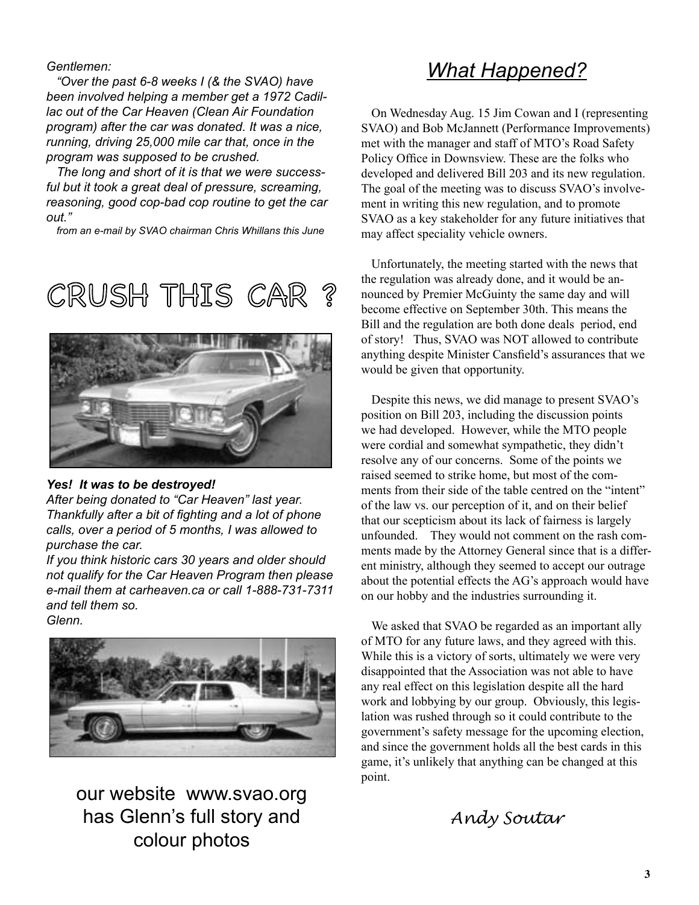*Gentlemen:*

*"Over the past 6-8 weeks I (& the SVAO) have been involved helping a member get a 1972 Cadillac out of the Car Heaven (Clean Air Foundation program) after the car was donated. It was a nice, running, driving 25,000 mile car that, once in the program was supposed to be crushed.*

*The long and short of it is that we were successful but it took a great deal of pressure, screaming, reasoning, good cop-bad cop routine to get the car out."*

*from an e-mail by SVAO chairman Chris Whillans this June*

# CRUSH THIS CAR ?

***Yes! It was to be destroyed!***

*After being donated to "Car Heaven" last year. Thankfully after a bit of fighting and a lot of phone calls, over a period of 5 months, I was allowed to purchase the car.*

*If you think historic cars 30 years and older should not qualify for the Car Heaven Program then please e-mail them at carheaven.ca or call 1-888-731-7311 and tell them so.*

*Glenn.*

our website www.svao.org has Glenn's full story and colour photos

## *What Happened?*

On Wednesday Aug. 15 Jim Cowan and I (representing SVAO) and Bob McJannett (Performance Improvements) met with the manager and staff of MTO's Road Safety Policy Office in Downsview. These are the folks who developed and delivered Bill 203 and its new regulation. The goal of the meeting was to discuss SVAO's involvement in writing this new regulation, and to promote SVAO as a key stakeholder for any future initiatives that may affect speciality vehicle owners.

Unfortunately, the meeting started with the news that the regulation was already done, and it would be announced by Premier McGuinty the same day and will become effective on September 30th. This means the Bill and the regulation are both done deals period, end of story! Thus, SVAO was NOT allowed to contribute anything despite Minister Cansfield's assurances that we would be given that opportunity.

Despite this news, we did manage to present SVAO's position on Bill 203, including the discussion points we had developed. However, while the MTO people were cordial and somewhat sympathetic, they didn't resolve any of our concerns. Some of the points we raised seemed to strike home, but most of the comments from their side of the table centred on the "intent" of the law vs. our perception of it, and on their belief that our scepticism about its lack of fairness is largely unfounded. They would not comment on the rash comments made by the Attorney General since that is a different ministry, although they seemed to accept our outrage about the potential effects the AG's approach would have on our hobby and the industries surrounding it.

We asked that SVAO be regarded as an important ally of MTO for any future laws, and they agreed with this. While this is a victory of sorts, ultimately we were very disappointed that the Association was not able to have any real effect on this legislation despite all the hard work and lobbying by our group. Obviously, this legislation was rushed through so it could contribute to the government's safety message for the upcoming election, and since the government holds all the best cards in this game, it's unlikely that anything can be changed at this point.

*Andy Soutar*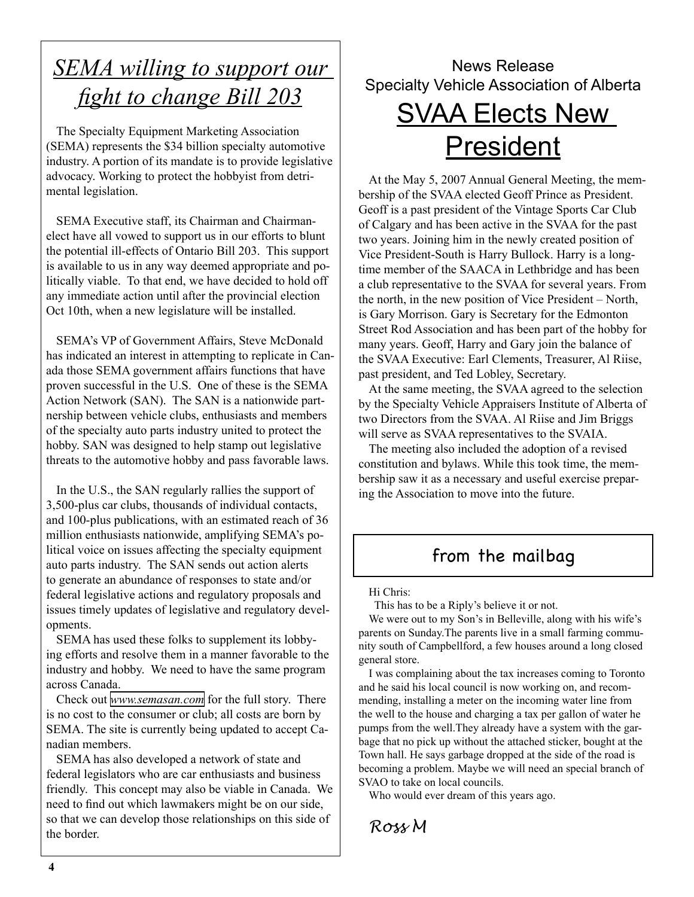# *SEMA willing to support our fight to change Bill 203*

The Specialty Equipment Marketing Association (SEMA) represents the $34 billion specialty automotive industry. A portion of its mandate is to provide legislative advocacy. Working to protect the hobbyist from detrimental legislation.

SEMA Executive staff, its Chairman and Chairman-elect have all vowed to support us in our efforts to blunt the potential ill-effects of Ontario Bill 203. This support is available to us in any way deemed appropriate and politically viable. To that end, we have decided to hold off any immediate action until after the provincial election Oct 10th, when a new legislature will be installed.

SEMA's VP of Government Affairs, Steve McDonald has indicated an interest in attempting to replicate in Canada those SEMA government affairs functions that have proven successful in the U.S. One of these is the SEMA Action Network (SAN). The SAN is a nationwide partnership between vehicle clubs, enthusiasts and members of the specialty auto parts industry united to protect the hobby. SAN was designed to help stamp out legislative threats to the automotive hobby and pass favorable laws.

In the U.S., the SAN regularly rallies the support of 3,500-plus car clubs, thousands of individual contacts, and 100-plus publications, with an estimated reach of 36 million enthusiasts nationwide, amplifying SEMA's political voice on issues affecting the specialty equipment auto parts industry. The SAN sends out action alerts to generate an abundance of responses to state and/or federal legislative actions and regulatory proposals and issues timely updates of legislative and regulatory developments.

SEMA has used these folks to supplement its lobbying efforts and resolve them in a manner favorable to the industry and hobby. We need to have the same program across Canada.

Check out www.semasan.com for the full story. There is no cost to the consumer or club; all costs are born by SEMA. The site is currently being updated to accept Canadian members.

SEMA has also developed a network of state and federal legislators who are car enthusiasts and business friendly. This concept may also be viable in Canada. We need to find out which lawmakers might be on our side, so that we can develop those relationships on this side of the border.

News Release
Specialty Vehicle Association of Alberta

# SVAA Elects New President

At the May 5, 2007 Annual General Meeting, the membership of the SVAA elected Geoff Prince as President. Geoff is a past president of the Vintage Sports Car Club of Calgary and has been active in the SVAA for the past two years. Joining him in the newly created position of Vice President-South is Harry Bullock. Harry is a longtime member of the SAACA in Lethbridge and has been a club representative to the SVAA for several years. From the north, in the new position of Vice President – North, is Gary Morrison. Gary is Secretary for the Edmonton Street Rod Association and has been part of the hobby for many years. Geoff, Harry and Gary join the balance of the SVAA Executive: Earl Clements, Treasurer, Al Riise, past president, and Ted Lobley, Secretary.

At the same meeting, the SVAA agreed to the selection by the Specialty Vehicle Appraisers Institute of Alberta of two Directors from the SVAA. Al Riise and Jim Briggs will serve as SVAA representatives to the SVAIA.

The meeting also included the adoption of a revised constitution and bylaws. While this took time, the membership saw it as a necessary and useful exercise preparing the Association to move into the future.

## from the mailbag

Hi Chris:

This has to be a Riply's believe it or not.

We were out to my Son's in Belleville, along with his wife's parents on Sunday.The parents live in a small farming community south of Campbellford, a few houses around a long closed general store.

I was complaining about the tax increases coming to Toronto and he said his local council is now working on, and recommending, installing a meter on the incoming water line from the well to the house and charging a tax per gallon of water he pumps from the well.They already have a system with the garbage that no pick up without the attached sticker, bought at the Town hall. He says garbage dropped at the side of the road is becoming a problem. Maybe we will need an special branch of SVAO to take on local councils.

Who would ever dream of this years ago.

*Ross M*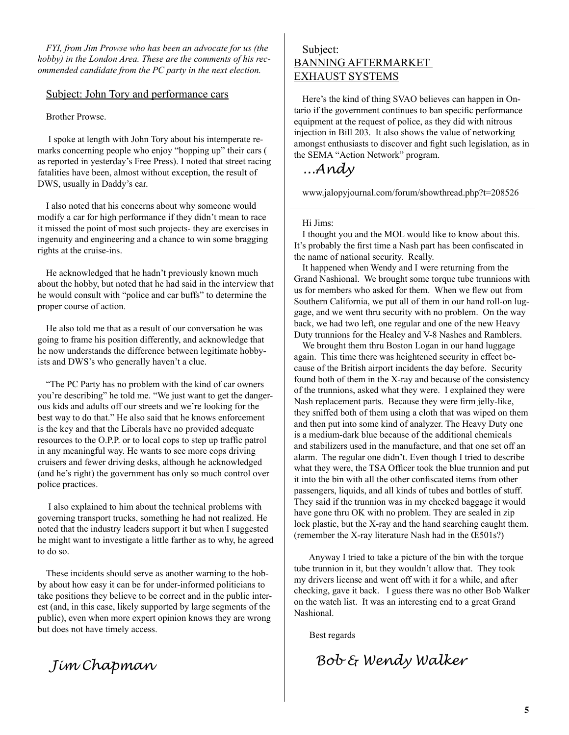*FYI, from Jim Prowse who has been an advocate for us (the hobby) in the London Area. These are the comments of his recommended candidate from the PC party in the next election.*

## Subject: John Tory and performance cars

Brother Prowse.

I spoke at length with John Tory about his intemperate remarks concerning people who enjoy "hopping up" their cars ( as reported in yesterday's Free Press). I noted that street racing fatalities have been, almost without exception, the result of DWS, usually in Daddy's car.

I also noted that his concerns about why someone would modify a car for high performance if they didn't mean to race it missed the point of most such projects- they are exercises in ingenuity and engineering and a chance to win some bragging rights at the cruise-ins.

He acknowledged that he hadn't previously known much about the hobby, but noted that he had said in the interview that he would consult with "police and car buffs" to determine the proper course of action.

He also told me that as a result of our conversation he was going to frame his position differently, and acknowledge that he now understands the difference between legitimate hobbyists and DWS's who generally haven't a clue.

"The PC Party has no problem with the kind of car owners you're describing" he told me. "We just want to get the dangerous kids and adults off our streets and we're looking for the best way to do that." He also said that he knows enforcement is the key and that the Liberals have no provided adequate resources to the O.P.P. or to local cops to step up traffic patrol in any meaningful way. He wants to see more cops driving cruisers and fewer driving desks, although he acknowledged (and he's right) the government has only so much control over police practices.

I also explained to him about the technical problems with governing transport trucks, something he had not realized. He noted that the industry leaders support it but when I suggested he might want to investigate a little farther as to why, he agreed to do so.

These incidents should serve as another warning to the hobby about how easy it can be for under-informed politicians to take positions they believe to be correct and in the public interest (and, in this case, likely supported by large segments of the public), even when more expert opinion knows they are wrong but does not have timely access.

*Jim Chapman*

## Subject: BANNING AFTERMARKET EXHAUST SYSTEMS

Here's the kind of thing SVAO believes can happen in Ontario if the government continues to ban specific performance equipment at the request of police, as they did with nitrous injection in Bill 203. It also shows the value of networking amongst enthusiasts to discover and fight such legislation, as in the SEMA "Action Network" program.

*...Andy*

www.jalopyjournal.com/forum/showthread.php?t=208526

---

Hi Jims:

I thought you and the MOL would like to know about this. It's probably the first time a Nash part has been confiscated in the name of national security. Really.

It happened when Wendy and I were returning from the Grand Nashional. We brought some torque tube trunnions with us for members who asked for them. When we flew out from Southern California, we put all of them in our hand roll-on luggage, and we went thru security with no problem. On the way back, we had two left, one regular and one of the new Heavy Duty trunnions for the Healey and V-8 Nashes and Ramblers.

We brought them thru Boston Logan in our hand luggage again. This time there was heightened security in effect because of the British airport incidents the day before. Security found both of them in the X-ray and because of the consistency of the trunnions, asked what they were. I explained they were Nash replacement parts. Because they were firm jelly-like, they sniffed both of them using a cloth that was wiped on them and then put into some kind of analyzer. The Heavy Duty one is a medium-dark blue because of the additional chemicals and stabilizers used in the manufacture, and that one set off an alarm. The regular one didn't. Even though I tried to describe what they were, the TSA Officer took the blue trunnion and put it into the bin with all the other confiscated items from other passengers, liquids, and all kinds of tubes and bottles of stuff. They said if the trunnion was in my checked baggage it would have gone thru OK with no problem. They are sealed in zip lock plastic, but the X-ray and the hand searching caught them. (remember the X-ray literature Nash had in the Œ501s?)

Anyway I tried to take a picture of the bin with the torque tube trunnion in it, but they wouldn't allow that. They took my drivers license and went off with it for a while, and after checking, gave it back. I guess there was no other Bob Walker on the watch list. It was an interesting end to a great Grand Nashional.

Best regards

*Bob & Wendy Walker*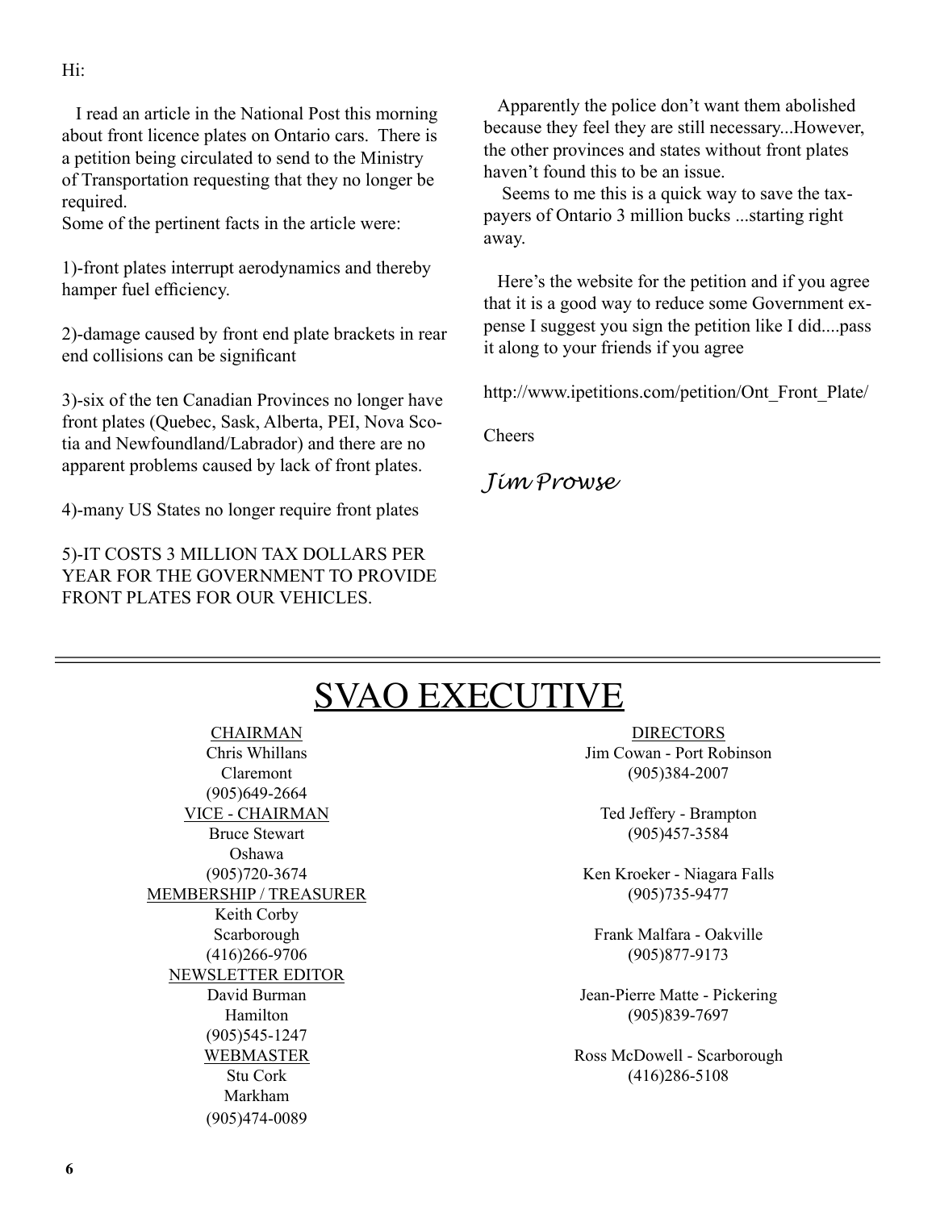Hi:

I read an article in the National Post this morning about front licence plates on Ontario cars. There is a petition being circulated to send to the Ministry of Transportation requesting that they no longer be required.
Some of the pertinent facts in the article were:

1)-front plates interrupt aerodynamics and thereby hamper fuel efficiency.

2)-damage caused by front end plate brackets in rear end collisions can be significant

3)-six of the ten Canadian Provinces no longer have front plates (Quebec, Sask, Alberta, PEI, Nova Scotia and Newfoundland/Labrador) and there are no apparent problems caused by lack of front plates.

4)-many US States no longer require front plates

5)-IT COSTS 3 MILLION TAX DOLLARS PER YEAR FOR THE GOVERNMENT TO PROVIDE FRONT PLATES FOR OUR VEHICLES.

Apparently the police don't want them abolished because they feel they are still necessary...However, the other provinces and states without front plates haven't found this to be an issue.

Seems to me this is a quick way to save the tax-payers of Ontario 3 million bucks ...starting right away.

Here's the website for the petition and if you agree that it is a good way to reduce some Government expense I suggest you sign the petition like I did....pass it along to your friends if you agree

http://www.ipetitions.com/petition/Ont_Front_Plate/

Cheers

*Jim Prowse*

---

# SVAO EXECUTIVE

CHAIRMAN
Chris Whillans
Claremont
(905)649-2664

VICE - CHAIRMAN
Bruce Stewart
Oshawa
(905)720-3674

MEMBERSHIP / TREASURER
Keith Corby
Scarborough
(416)266-9706

NEWSLETTER EDITOR
David Burman
Hamilton
(905)545-1247

WEBMASTER
Stu Cork
Markham
(905)474-0089

DIRECTORS

Jim Cowan - Port Robinson
(905)384-2007

Ted Jeffery - Brampton
(905)457-3584

Ken Kroeker - Niagara Falls
(905)735-9477

Frank Malfara - Oakville
(905)877-9173

Jean-Pierre Matte - Pickering
(905)839-7697

Ross McDowell - Scarborough
(416)286-5108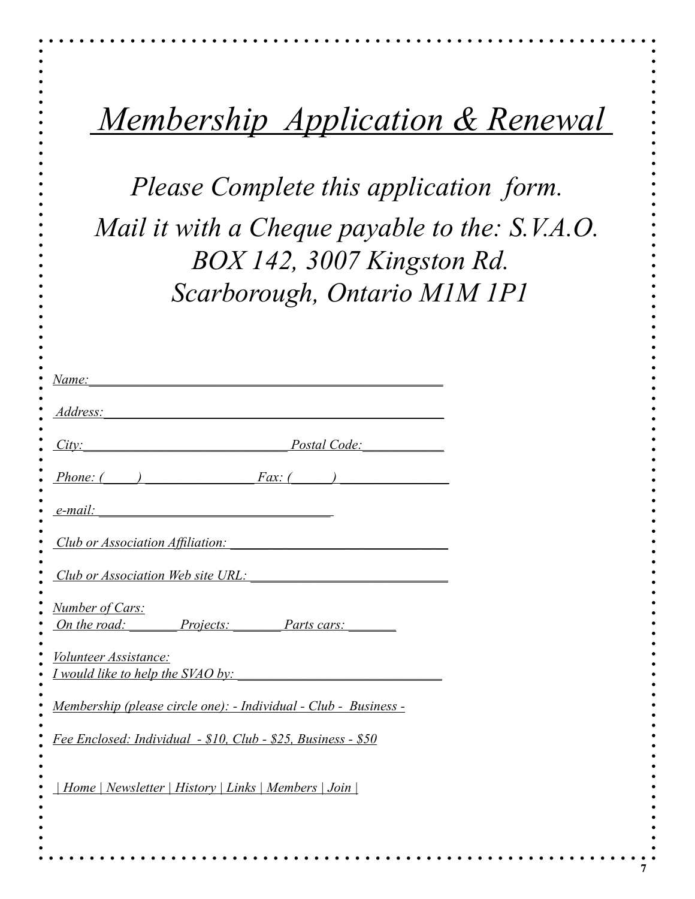# *Membership Application & Renewal*

*Please Complete this application form.*

*Mail it with a Cheque payable to the: S.V.A.O.*
*BOX 142, 3007 Kingston Rd.*
*Scarborough, Ontario M1M 1P1*

*Name:*________________________________________________

*Address:*______________________________________________

*City:*_____________________________ *Postal Code:*___________

*Phone: (____) _______________ Fax: (_____) _______________*

*e-mail:*__________________________________

*Club or Association Affiliation:* ______________________________

*Club or Association Web site URL:* ____________________________

*Number of Cars:*
*On the road: _______ Projects: _______ Parts cars: _______*

*Volunteer Assistance:*
*I would like to help the SVAO by:* _____________________________

*Membership (please circle one): - Individual - Club - Business -*

*Fee Enclosed: Individual - $10, Club - $25, Business - $50*

*| Home | Newsletter | History | Links | Members | Join |*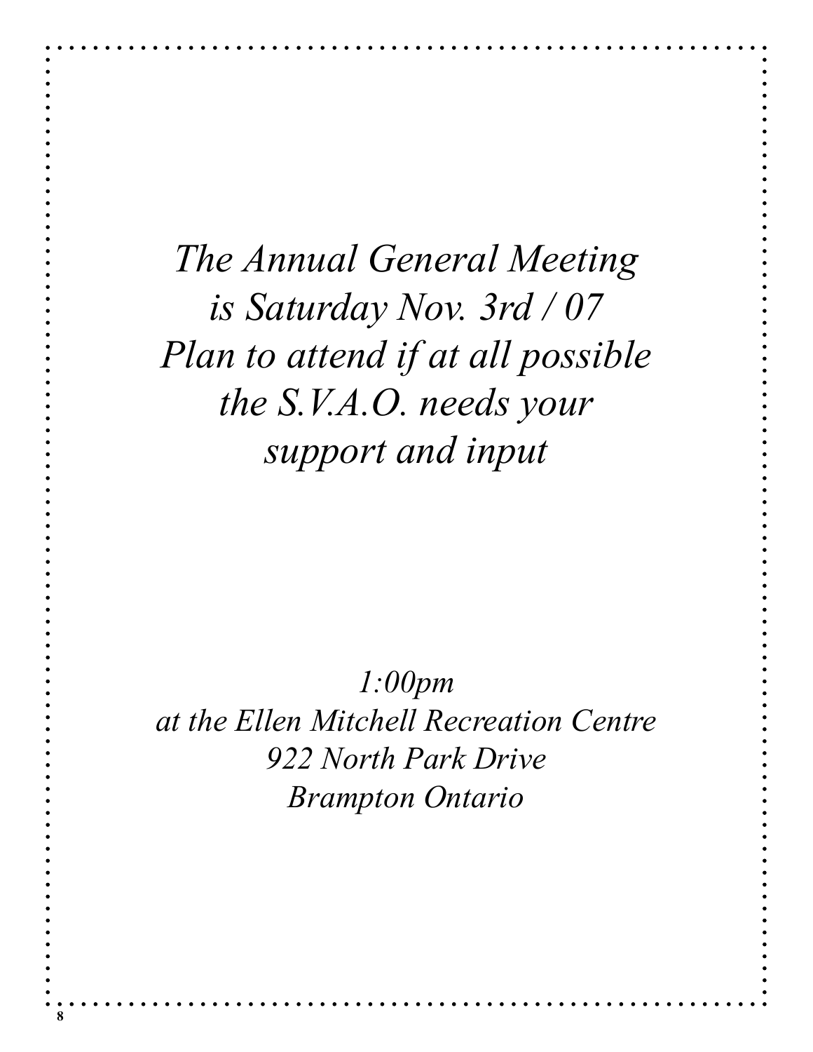*The Annual General Meeting*
*is Saturday Nov. 3rd / 07*
*Plan to attend if at all possible*
*the S.V.A.O. needs your*
*support and input*

*1:00pm*
*at the Ellen Mitchell Recreation Centre*
*922 North Park Drive*
*Brampton Ontario*